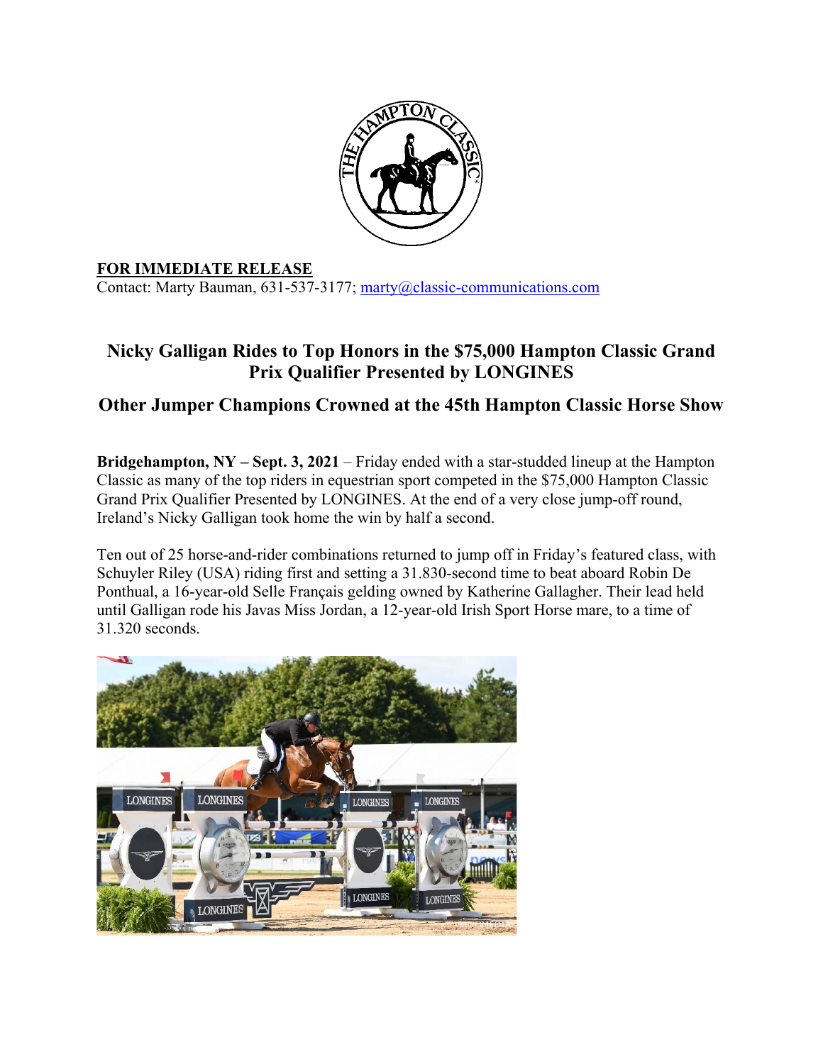**FOR IMMEDIATE RELEASE**
Contact: Marty Bauman, 631-537-3177; marty@classic-communications.com

## Nicky Galligan Rides to Top Honors in the $75,000 Hampton Classic Grand Prix Qualifier Presented by LONGINES

### Other Jumper Champions Crowned at the 45th Hampton Classic Horse Show

**Bridgehampton, NY – Sept. 3, 2021** – Friday ended with a star-studded lineup at the Hampton Classic as many of the top riders in equestrian sport competed in the $75,000 Hampton Classic Grand Prix Qualifier Presented by LONGINES. At the end of a very close jump-off round, Ireland's Nicky Galligan took home the win by half a second.

Ten out of 25 horse-and-rider combinations returned to jump off in Friday's featured class, with Schuyler Riley (USA) riding first and setting a 31.830-second time to beat aboard Robin De Ponthual, a 16-year-old Selle Français gelding owned by Katherine Gallagher. Their lead held until Galligan rode his Javas Miss Jordan, a 12-year-old Irish Sport Horse mare, to a time of 31.320 seconds.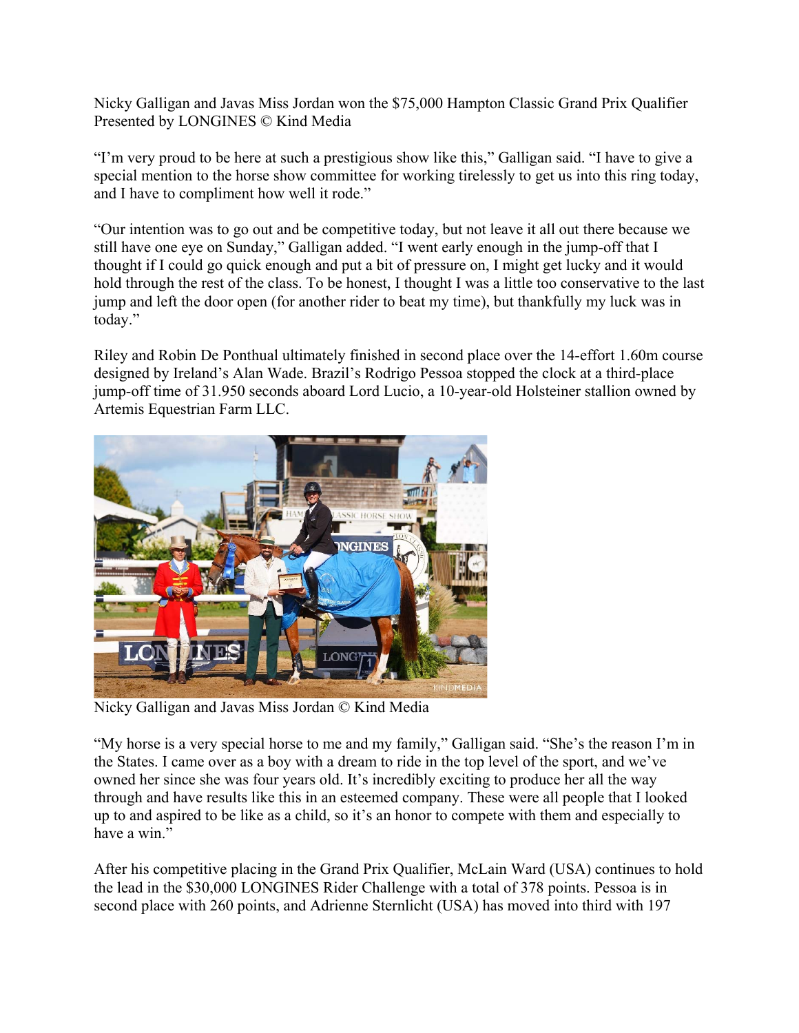Nicky Galligan and Javas Miss Jordan won the $75,000 Hampton Classic Grand Prix Qualifier Presented by LONGINES © Kind Media

"I'm very proud to be here at such a prestigious show like this," Galligan said. "I have to give a special mention to the horse show committee for working tirelessly to get us into this ring today, and I have to compliment how well it rode."

"Our intention was to go out and be competitive today, but not leave it all out there because we still have one eye on Sunday," Galligan added. "I went early enough in the jump-off that I thought if I could go quick enough and put a bit of pressure on, I might get lucky and it would hold through the rest of the class. To be honest, I thought I was a little too conservative to the last jump and left the door open (for another rider to beat my time), but thankfully my luck was in today."

Riley and Robin De Ponthual ultimately finished in second place over the 14-effort 1.60m course designed by Ireland's Alan Wade. Brazil's Rodrigo Pessoa stopped the clock at a third-place jump-off time of 31.950 seconds aboard Lord Lucio, a 10-year-old Holsteiner stallion owned by Artemis Equestrian Farm LLC.

Nicky Galligan and Javas Miss Jordan © Kind Media

"My horse is a very special horse to me and my family," Galligan said. "She's the reason I'm in the States. I came over as a boy with a dream to ride in the top level of the sport, and we've owned her since she was four years old. It's incredibly exciting to produce her all the way through and have results like this in an esteemed company. These were all people that I looked up to and aspired to be like as a child, so it's an honor to compete with them and especially to have a win."

After his competitive placing in the Grand Prix Qualifier, McLain Ward (USA) continues to hold the lead in the $30,000 LONGINES Rider Challenge with a total of 378 points. Pessoa is in second place with 260 points, and Adrienne Sternlicht (USA) has moved into third with 197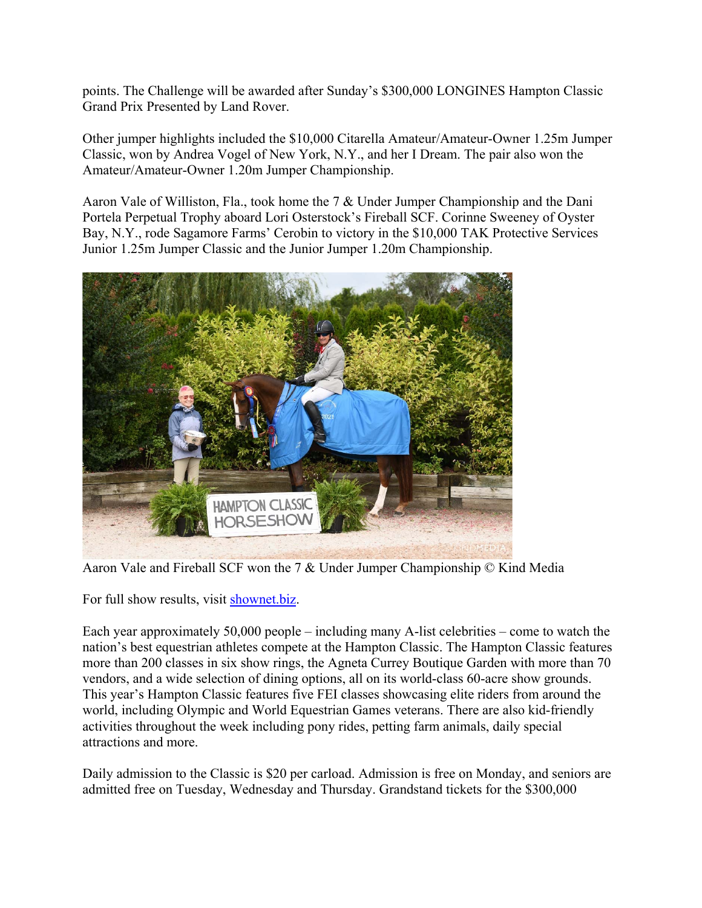points. The Challenge will be awarded after Sunday's $300,000 LONGINES Hampton Classic Grand Prix Presented by Land Rover.

Other jumper highlights included the $10,000 Citarella Amateur/Amateur-Owner 1.25m Jumper Classic, won by Andrea Vogel of New York, N.Y., and her I Dream. The pair also won the Amateur/Amateur-Owner 1.20m Jumper Championship.

Aaron Vale of Williston, Fla., took home the 7 & Under Jumper Championship and the Dani Portela Perpetual Trophy aboard Lori Osterstock's Fireball SCF. Corinne Sweeney of Oyster Bay, N.Y., rode Sagamore Farms' Cerobin to victory in the $10,000 TAK Protective Services Junior 1.25m Jumper Classic and the Junior Jumper 1.20m Championship.

Aaron Vale and Fireball SCF won the 7 & Under Jumper Championship © Kind Media

For full show results, visit [shownet.biz](shownet.biz).

Each year approximately 50,000 people – including many A-list celebrities – come to watch the nation's best equestrian athletes compete at the Hampton Classic. The Hampton Classic features more than 200 classes in six show rings, the Agneta Currey Boutique Garden with more than 70 vendors, and a wide selection of dining options, all on its world-class 60-acre show grounds. This year's Hampton Classic features five FEI classes showcasing elite riders from around the world, including Olympic and World Equestrian Games veterans. There are also kid-friendly activities throughout the week including pony rides, petting farm animals, daily special attractions and more.

Daily admission to the Classic is $20 per carload. Admission is free on Monday, and seniors are admitted free on Tuesday, Wednesday and Thursday. Grandstand tickets for the $300,000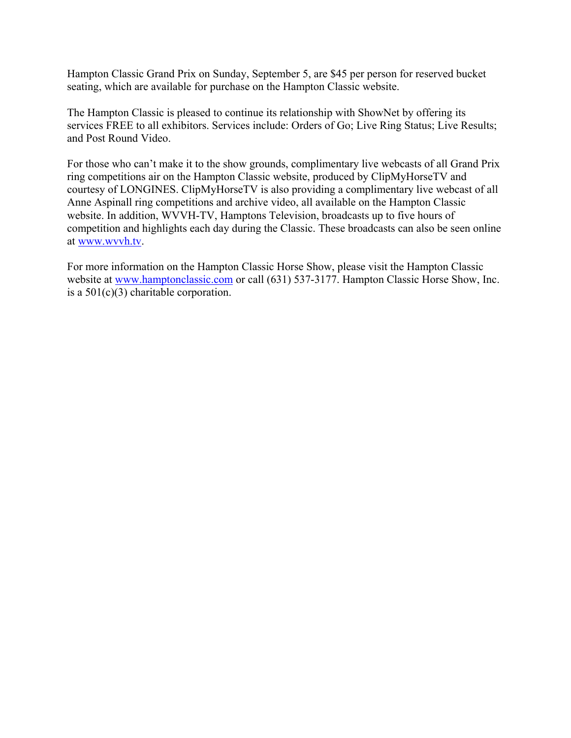Hampton Classic Grand Prix on Sunday, September 5, are $45 per person for reserved bucket seating, which are available for purchase on the Hampton Classic website.

The Hampton Classic is pleased to continue its relationship with ShowNet by offering its services FREE to all exhibitors. Services include: Orders of Go; Live Ring Status; Live Results; and Post Round Video.

For those who can't make it to the show grounds, complimentary live webcasts of all Grand Prix ring competitions air on the Hampton Classic website, produced by ClipMyHorseTV and courtesy of LONGINES. ClipMyHorseTV is also providing a complimentary live webcast of all Anne Aspinall ring competitions and archive video, all available on the Hampton Classic website. In addition, WVVH-TV, Hamptons Television, broadcasts up to five hours of competition and highlights each day during the Classic. These broadcasts can also be seen online at [www.wvvh.tv](http://www.wvvh.tv).

For more information on the Hampton Classic Horse Show, please visit the Hampton Classic website at [www.hamptonclassic.com](http://www.hamptonclassic.com) or call (631) 537-3177. Hampton Classic Horse Show, Inc. is a 501(c)(3) charitable corporation.